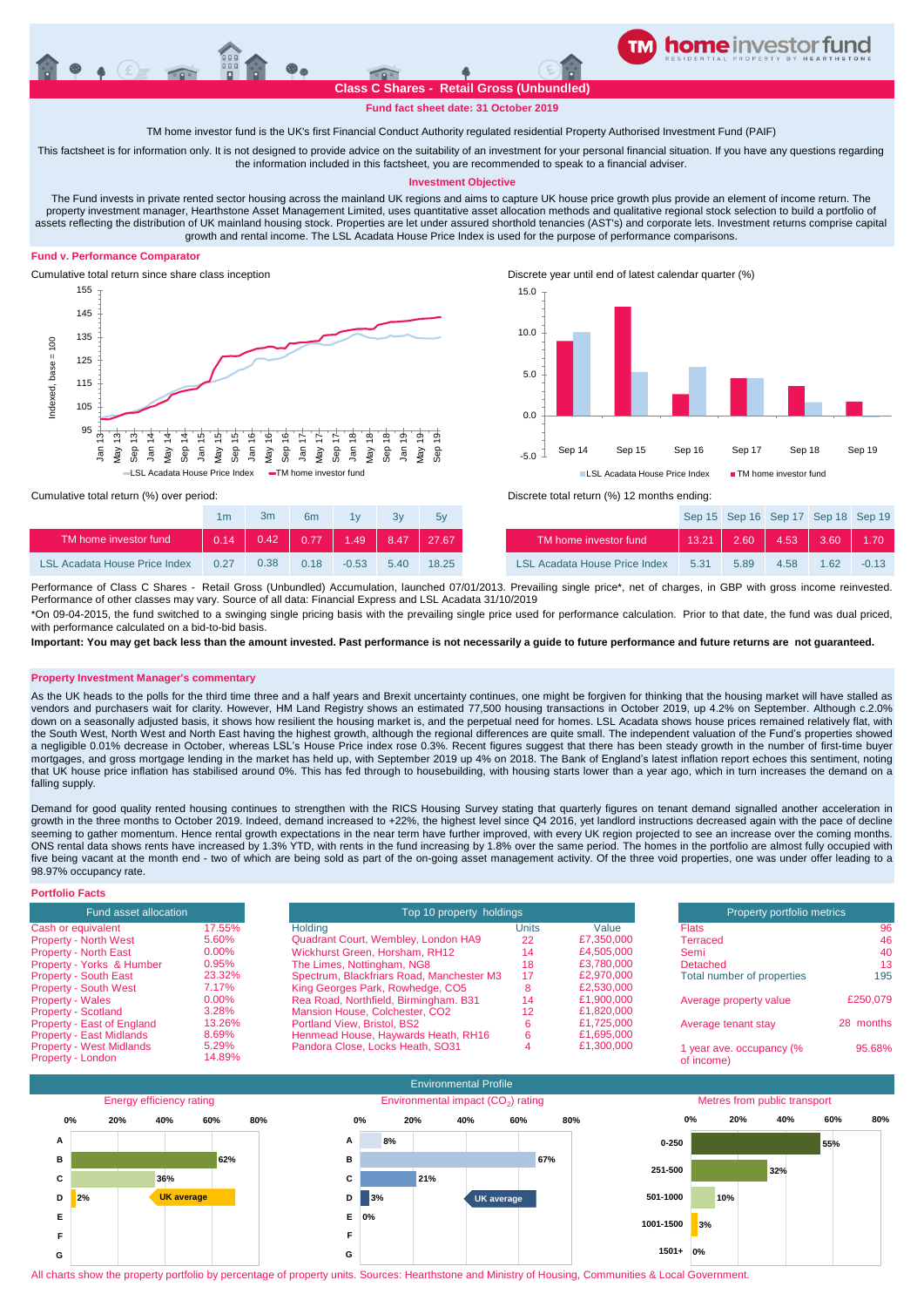# home investor fund

RESIDENTIAL PROPERTY BY HEARTHSTONE

## Class C Shares - Retail Gross (Unbundled)

**Fund fact sheet date: 31 October 2019**

TM home investor fund is the UK's first Financial Conduct Authority regulated residential Property Authorised Investment Fund (PAIF)

This factsheet is for information only. It is not designed to provide advice on the suitability of an investment for your personal financial situation. If you have any questions regarding the information included in this factsheet, you are recommended to speak to a financial adviser.

### Investment Objective

The Fund invests in private rented sector housing across the mainland UK regions and aims to capture UK house price growth plus provide an element of income return. The property investment manager, Hearthstone Asset Management Limited, uses quantitative asset allocation methods and qualitative regional stock selection to build a portfolio of assets reflecting the distribution of UK mainland housing stock. Properties are let under assured shorthold tenancies (AST's) and corporate lets. Investment returns comprise capital growth and rental income. The LSL Acadata House Price Index is used for the purpose of performance comparisons.

### Fund v. Performance Comparator

Cumulative total return since share class inception

Discrete year until end of latest calendar quarter (%)

Cumulative total return (%) over period:

| | 1m | 3m | 6m | 1y | 3y | 5y |
|---|---|---|---|---|---|---|
| TM home investor fund | 0.14 | 0.42 | 0.77 | 1.49 | 8.47 | 27.67 |
| LSL Acadata House Price Index | 0.27 | 0.38 | 0.18 | -0.53 | 5.40 | 18.25 |

Discrete total return (%) 12 months ending:

| | Sep 15 | Sep 16 | Sep 17 | Sep 18 | Sep 19 |
|---|---|---|---|---|---|
| TM home investor fund | 13.21 | 2.60 | 4.53 | 3.60 | 1.70 |
| LSL Acadata House Price Index | 5.31 | 5.89 | 4.58 | 1.62 | -0.13 |

Performance of Class C Shares - Retail Gross (Unbundled) Accumulation, launched 07/01/2013. Prevailing single price*, net of charges, in GBP with gross income reinvested. Performance of other classes may vary. Source of all data: Financial Express and LSL Acadata 31/10/2019

*On 09-04-2015, the fund switched to a swinging single pricing basis with the prevailing single price used for performance calculation. Prior to that date, the fund was dual priced, with performance calculated on a bid-to-bid basis.

**Important: You may get back less than the amount invested. Past performance is not necessarily a guide to future performance and future returns are not guaranteed.**

### Property Investment Manager's commentary

As the UK heads to the polls for the third time three and a half years and Brexit uncertainty continues, one might be forgiven for thinking that the housing market will have stalled as vendors and purchasers wait for clarity. However, HM Land Registry shows an estimated 77,500 housing transactions in October 2019, up 4.2% on September. Although c.2.0% down on a seasonally adjusted basis, it shows how resilient the housing market is, and the perpetual need for homes. LSL Acadata shows house prices remained relatively flat, with the South West, North West and North East having the highest growth, although the regional differences are quite small. The independent valuation of the Fund's properties showed a negligible 0.01% decrease in October, whereas LSL's House Price index rose 0.3%. Recent figures suggest that there has been steady growth in the number of first-time buyer mortgages, and gross mortgage lending in the market has held up, with September 2019 up 4% on 2018. The Bank of England's latest inflation report echoes this sentiment, noting that UK house price inflation has stabilised around 0%. This has fed through to housebuilding, with housing starts lower than a year ago, which in turn increases the demand on a falling supply.

Demand for good quality rented housing continues to strengthen with the RICS Housing Survey stating that quarterly figures on tenant demand signalled another acceleration in growth in the three months to October 2019. Indeed, demand increased to +22%, the highest level since Q4 2016, yet landlord instructions decreased again with the pace of decline seeming to gather momentum. Hence rental growth expectations in the near term have further improved, with every UK region projected to see an increase over the coming months. ONS rental data shows rents have increased by 1.3% YTD, with rents in the fund increasing by 1.8% over the same period. The homes in the portfolio are almost fully occupied with five being vacant at the month end - two of which are being sold as part of the on-going asset management activity. Of the three void properties, one was under offer leading to a 98.97% occupancy rate.

### Portfolio Facts

| Fund asset allocation | |
|---|---|
| Cash or equivalent | 17.55% |
| Property - North West | 5.60% |
| Property - North East | 0.00% |
| Property - Yorks & Humber | 0.95% |
| Property - South East | 23.32% |
| Property - South West | 7.17% |
| Property - Wales | 0.00% |
| Property - Scotland | 3.28% |
| Property - East of England | 13.26% |
| Property - East Midlands | 8.69% |
| Property - West Midlands | 5.29% |
| Property - London | 14.89% |

| Top 10 property holdings | | |
|---|---|---|
| Holding | Units | Value |
| Quadrant Court, Wembley, London HA9 | 22 | £7,350,000 |
| Wickhurst Green, Horsham, RH12 | 14 | £4,505,000 |
| The Limes, Nottingham, NG8 | 18 | £3,780,000 |
| Spectrum, Blackfriars Road, Manchester M3 | 17 | £2,970,000 |
| King Georges Park, Rowhedge, CO5 | 8 | £2,530,000 |
| Rea Road, Northfield, Birmingham. B31 | 14 | £1,900,000 |
| Mansion House, Colchester, CO2 | 12 | £1,820,000 |
| Portland View, Bristol, BS2 | 6 | £1,725,000 |
| Henmead House, Haywards Heath, RH16 | 6 | £1,695,000 |
| Pandora Close, Locks Heath, SO31 | 4 | £1,300,000 |

| Property portfolio metrics | |
|---|---|
| Flats | 96 |
| Terraced | 46 |
| Semi | 40 |
| Detached | 13 |
| Total number of properties | 195 |
| Average property value | £250,079 |
| Average tenant stay | 28 months |
| 1 year ave. occupancy (% of income) | 95.68% |

### Environmental Profile

Energy efficiency rating

| Rating | % |
|---|---|
| A | |
| B | 62% |
| C | 36% |
| D | 2% (UK average) |
| E | |
| F | |
| G | |

Environmental impact ($CO_2$) rating

| Rating | % |
|---|---|
| A | 8% |
| B | 67% |
| C | 21% |
| D | 3% (UK average) |
| E | 0% |
| F | |
| G | |

Metres from public transport

| Metres | % |
|---|---|
| 0-250 | 55% |
| 251-500 | 32% |
| 501-1000 | 10% |
| 1001-1500 | 3% |
| 1501+ | 0% |

All charts show the property portfolio by percentage of property units. Sources: Hearthstone and Ministry of Housing, Communities & Local Government.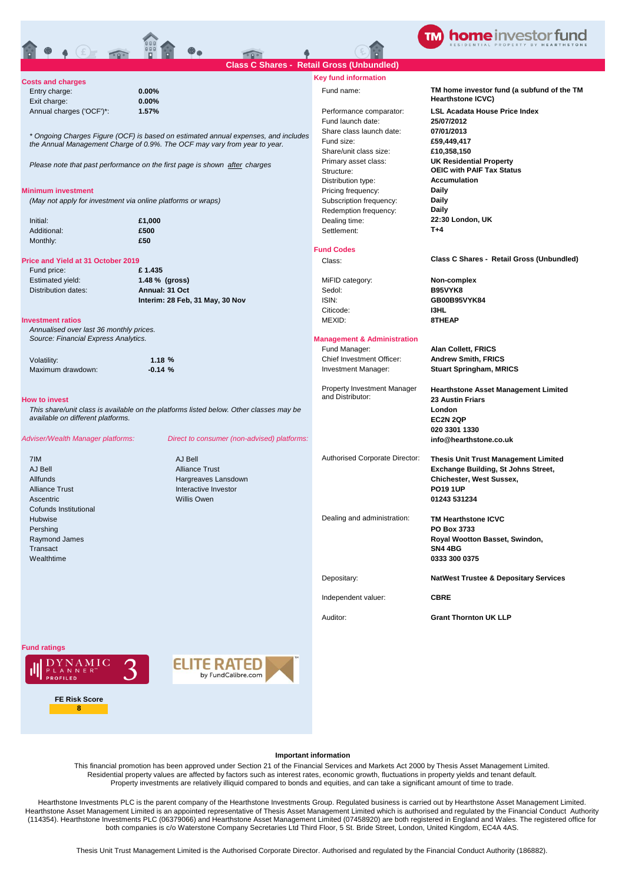Class C Shares - Retail Gross (Unbundled)

## Costs and charges

| | |
|---|---|
| Entry charge: | **0.00%** |
| Exit charge: | **0.00%** |
| Annual charges ('OCF')*: | **1.57%** |

*\* Ongoing Charges Figure (OCF) is based on estimated annual expenses, and includes the Annual Management Charge of 0.9%. The OCF may vary from year to year.*

*Please note that past performance on the first page is shown after charges*

## Minimum investment

*(May not apply for investment via online platforms or wraps)*

| | |
|---|---|
| Initial: | **£1,000** |
| Additional: | **£500** |
| Monthly: | **£50** |

## Price and Yield at 31 October 2019

| | |
|---|---|
| Fund price: | **£ 1.435** |
| Estimated yield: | **1.48 % (gross)** |
| Distribution dates: | **Annual: 31 Oct** |
| | **Interim: 28 Feb, 31 May, 30 Nov** |

## Investment ratios

*Annualised over last 36 monthly prices.*
*Source: Financial Express Analytics.*

| | |
|---|---|
| Volatility: | **1.18 %** |
| Maximum drawdown: | **-0.14 %** |

## How to invest

*This share/unit class is available on the platforms listed below. Other classes may be available on different platforms.*

| *Adviser/Wealth Manager platforms:* | *Direct to consumer (non-advised) platforms:* |
|---|---|
| 7IM | AJ Bell |
| AJ Bell | Alliance Trust |
| Allfunds | Hargreaves Lansdown |
| Alliance Trust | Interactive Investor |
| Ascentric | Willis Owen |
| Cofunds Institutional | |
| Hubwise | |
| Pershing | |
| Raymond James | |
| Transact | |
| Wealthtime | |

## Key fund information

| | |
|---|---|
| Fund name: | **TM home investor fund (a subfund of the TM Hearthstone ICVC)** |
| Performance comparator: | **LSL Acadata House Price Index** |
| Fund launch date: | **25/07/2012** |
| Share class launch date: | **07/01/2013** |
| Fund size: | **£59,449,417** |
| Share/unit class size: | **£10,358,150** |
| Primary asset class: | **UK Residential Property** |
| Structure: | **OEIC with PAIF Tax Status** |
| Distribution type: | **Accumulation** |
| Pricing frequency: | **Daily** |
| Subscription frequency: | **Daily** |
| Redemption frequency: | **Daily** |
| Dealing time: | **22:30 London, UK** |
| Settlement: | **T+4** |

## Fund Codes

| | |
|---|---|
| Class: | **Class C Shares - Retail Gross (Unbundled)** |
| MiFID category: | **Non-complex** |
| Sedol: | **B95VYK8** |
| ISIN: | **GB00B95VYK84** |
| Citicode: | **I3HL** |
| MEXID: | **8THEAP** |

## Management & Administration

| | |
|---|---|
| Fund Manager: | **Alan Collett, FRICS** |
| Chief Investment Officer: | **Andrew Smith, FRICS** |
| Investment Manager: | **Stuart Springham, MRICS** |
| Property Investment Manager and Distributor: | **Hearthstone Asset Management Limited, 23 Austin Friars, London, EC2N 2QP, 020 3301 1330, info@hearthstone.co.uk** |
| Authorised Corporate Director: | **Thesis Unit Trust Management Limited, Exchange Building, St Johns Street, Chichester, West Sussex, PO19 1UP, 01243 531234** |
| Dealing and administration: | **TM Hearthstone ICVC, PO Box 3733, Royal Wootton Basset, Swindon, SN4 4BG, 0333 300 0375** |
| Depositary: | **NatWest Trustee & Depositary Services** |
| Independent valuer: | **CBRE** |
| Auditor: | **Grant Thornton UK LLP** |

## Fund ratings

DYNAMIC PLANNER PROFILED 3

ELITE RATED by FundCalibre.com

**FE Risk Score**
**8**

**Important information**

This financial promotion has been approved under Section 21 of the Financial Services and Markets Act 2000 by Thesis Asset Management Limited. Residential property values are affected by factors such as interest rates, economic growth, fluctuations in property yields and tenant default. Property investments are relatively illiquid compared to bonds and equities, and can take a significant amount of time to trade.

Hearthstone Investments PLC is the parent company of the Hearthstone Investments Group. Regulated business is carried out by Hearthstone Asset Management Limited. Hearthstone Asset Management Limited is an appointed representative of Thesis Asset Management Limited which is authorised and regulated by the Financial Conduct Authority (114354). Hearthstone Investments PLC (06379066) and Hearthstone Asset Management Limited (07458920) are both registered in England and Wales. The registered office for both companies is c/o Waterstone Company Secretaries Ltd Third Floor, 5 St. Bride Street, London, United Kingdom, EC4A 4AS.

Thesis Unit Trust Management Limited is the Authorised Corporate Director. Authorised and regulated by the Financial Conduct Authority (186882).